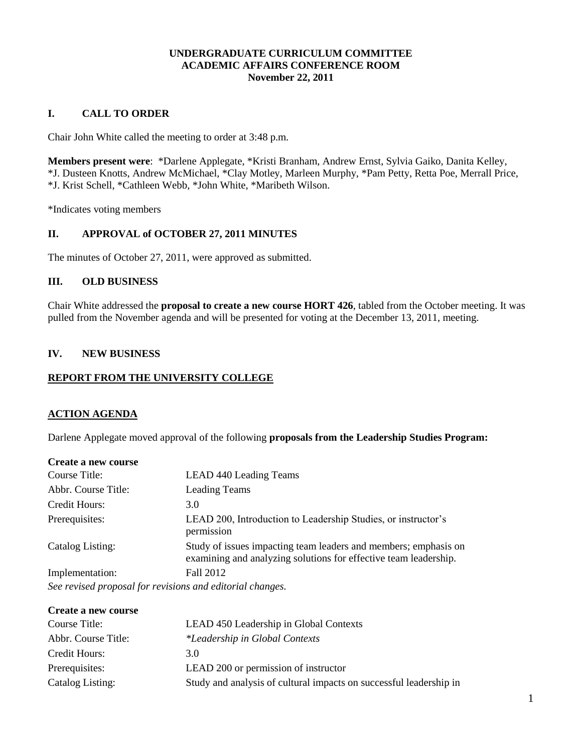**UNDERGRADUATE CURRICULUM COMMITTEE**
**ACADEMIC AFFAIRS CONFERENCE ROOM**
**November 22, 2011**

## I. CALL TO ORDER

Chair John White called the meeting to order at 3:48 p.m.

**Members present were**: *Darlene Applegate, *Kristi Branham, Andrew Ernst, Sylvia Gaiko, Danita Kelley, *J. Dusteen Knotts, Andrew McMichael, *Clay Motley, Marleen Murphy, *Pam Petty, Retta Poe, Merrall Price, *J. Krist Schell, *Cathleen Webb, *John White, *Maribeth Wilson.

*Indicates voting members

## II. APPROVAL of OCTOBER 27, 2011 MINUTES

The minutes of October 27, 2011, were approved as submitted.

## III. OLD BUSINESS

Chair White addressed the **proposal to create a new course HORT 426**, tabled from the October meeting. It was pulled from the November agenda and will be presented for voting at the December 13, 2011, meeting.

## IV. NEW BUSINESS

### REPORT FROM THE UNIVERSITY COLLEGE

### ACTION AGENDA

Darlene Applegate moved approval of the following **proposals from the Leadership Studies Program:**

**Create a new course**

| | |
|---|---|
| Course Title: | LEAD 440 Leading Teams |
| Abbr. Course Title: | Leading Teams |
| Credit Hours: | 3.0 |
| Prerequisites: | LEAD 200, Introduction to Leadership Studies, or instructor's permission |
| Catalog Listing: | Study of issues impacting team leaders and members; emphasis on examining and analyzing solutions for effective team leadership. |
| Implementation: | Fall 2012 |

*See revised proposal for revisions and editorial changes.*

**Create a new course**

| | |
|---|---|
| Course Title: | LEAD 450 Leadership in Global Contexts |
| Abbr. Course Title: | **Leadership in Global Contexts* |
| Credit Hours: | 3.0 |
| Prerequisites: | LEAD 200 or permission of instructor |
| Catalog Listing: | Study and analysis of cultural impacts on successful leadership in |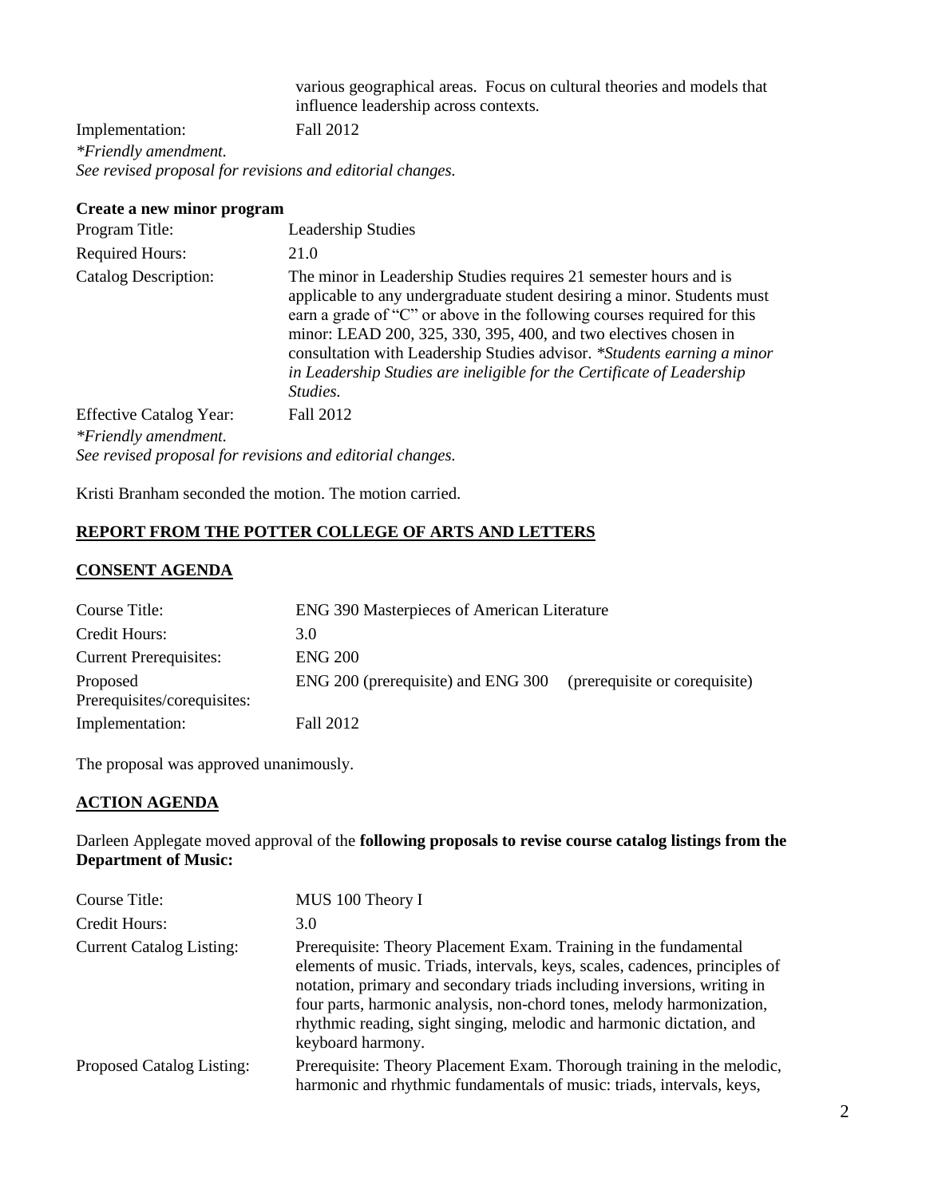| | |
|---|---|
| | various geographical areas. Focus on cultural theories and models that influence leadership across contexts. |
| Implementation: | Fall 2012 |

*\*Friendly amendment.*
*See revised proposal for revisions and editorial changes.*

**Create a new minor program**

| | |
|---|---|
| Program Title: | Leadership Studies |
| Required Hours: | 21.0 |
| Catalog Description: | The minor in Leadership Studies requires 21 semester hours and is applicable to any undergraduate student desiring a minor. Students must earn a grade of "C" or above in the following courses required for this minor: LEAD 200, 325, 330, 395, 400, and two electives chosen in consultation with Leadership Studies advisor. *\*Students earning a minor in Leadership Studies are ineligible for the Certificate of Leadership Studies.* |
| Effective Catalog Year: | Fall 2012 |

*\*Friendly amendment.*
*See revised proposal for revisions and editorial changes.*

Kristi Branham seconded the motion. The motion carried.

## REPORT FROM THE POTTER COLLEGE OF ARTS AND LETTERS

### CONSENT AGENDA

| | |
|---|---|
| Course Title: | ENG 390 Masterpieces of American Literature |
| Credit Hours: | 3.0 |
| Current Prerequisites: | ENG 200 |
| Proposed Prerequisites/corequisites: | ENG 200 (prerequisite) and ENG 300 (prerequisite or corequisite) |
| Implementation: | Fall 2012 |

The proposal was approved unanimously.

### ACTION AGENDA

Darleen Applegate moved approval of the **following proposals to revise course catalog listings from the Department of Music:**

| | |
|---|---|
| Course Title: | MUS 100 Theory I |
| Credit Hours: | 3.0 |
| Current Catalog Listing: | Prerequisite: Theory Placement Exam. Training in the fundamental elements of music. Triads, intervals, keys, scales, cadences, principles of notation, primary and secondary triads including inversions, writing in four parts, harmonic analysis, non-chord tones, melody harmonization, rhythmic reading, sight singing, melodic and harmonic dictation, and keyboard harmony. |
| Proposed Catalog Listing: | Prerequisite: Theory Placement Exam. Thorough training in the melodic, harmonic and rhythmic fundamentals of music: triads, intervals, keys, |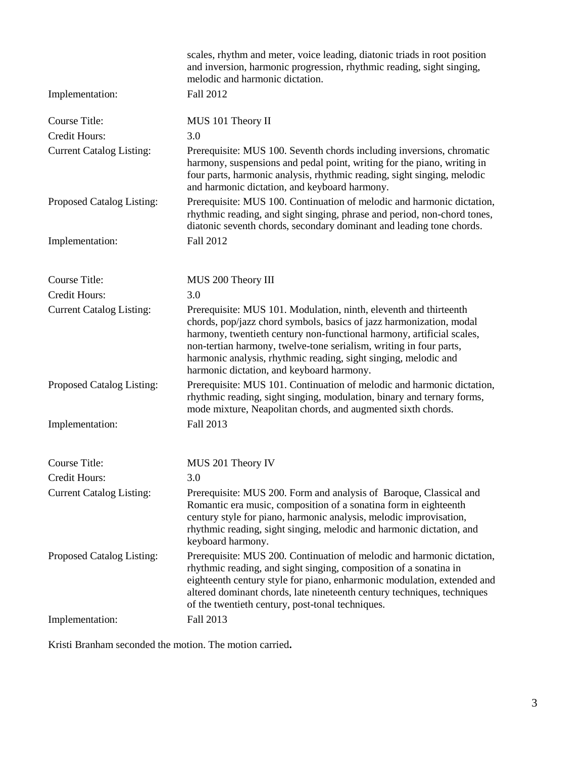| | |
|---|---|
| | scales, rhythm and meter, voice leading, diatonic triads in root position and inversion, harmonic progression, rhythmic reading, sight singing, melodic and harmonic dictation. |
| Implementation: | Fall 2012 |

| | |
|---|---|
| Course Title: | MUS 101 Theory II |
| Credit Hours: | 3.0 |
| Current Catalog Listing: | Prerequisite: MUS 100. Seventh chords including inversions, chromatic harmony, suspensions and pedal point, writing for the piano, writing in four parts, harmonic analysis, rhythmic reading, sight singing, melodic and harmonic dictation, and keyboard harmony. |
| Proposed Catalog Listing: | Prerequisite: MUS 100. Continuation of melodic and harmonic dictation, rhythmic reading, and sight singing, phrase and period, non-chord tones, diatonic seventh chords, secondary dominant and leading tone chords. |
| Implementation: | Fall 2012 |

| | |
|---|---|
| Course Title: | MUS 200 Theory III |
| Credit Hours: | 3.0 |
| Current Catalog Listing: | Prerequisite: MUS 101. Modulation, ninth, eleventh and thirteenth chords, pop/jazz chord symbols, basics of jazz harmonization, modal harmony, twentieth century non-functional harmony, artificial scales, non-tertian harmony, twelve-tone serialism, writing in four parts, harmonic analysis, rhythmic reading, sight singing, melodic and harmonic dictation, and keyboard harmony. |
| Proposed Catalog Listing: | Prerequisite: MUS 101. Continuation of melodic and harmonic dictation, rhythmic reading, sight singing, modulation, binary and ternary forms, mode mixture, Neapolitan chords, and augmented sixth chords. |
| Implementation: | Fall 2013 |

| | |
|---|---|
| Course Title: | MUS 201 Theory IV |
| Credit Hours: | 3.0 |
| Current Catalog Listing: | Prerequisite: MUS 200. Form and analysis of Baroque, Classical and Romantic era music, composition of a sonatina form in eighteenth century style for piano, harmonic analysis, melodic improvisation, rhythmic reading, sight singing, melodic and harmonic dictation, and keyboard harmony. |
| Proposed Catalog Listing: | Prerequisite: MUS 200. Continuation of melodic and harmonic dictation, rhythmic reading, and sight singing, composition of a sonatina in eighteenth century style for piano, enharmonic modulation, extended and altered dominant chords, late nineteenth century techniques, techniques of the twentieth century, post-tonal techniques. |
| Implementation: | Fall 2013 |

Kristi Branham seconded the motion. The motion carried**.**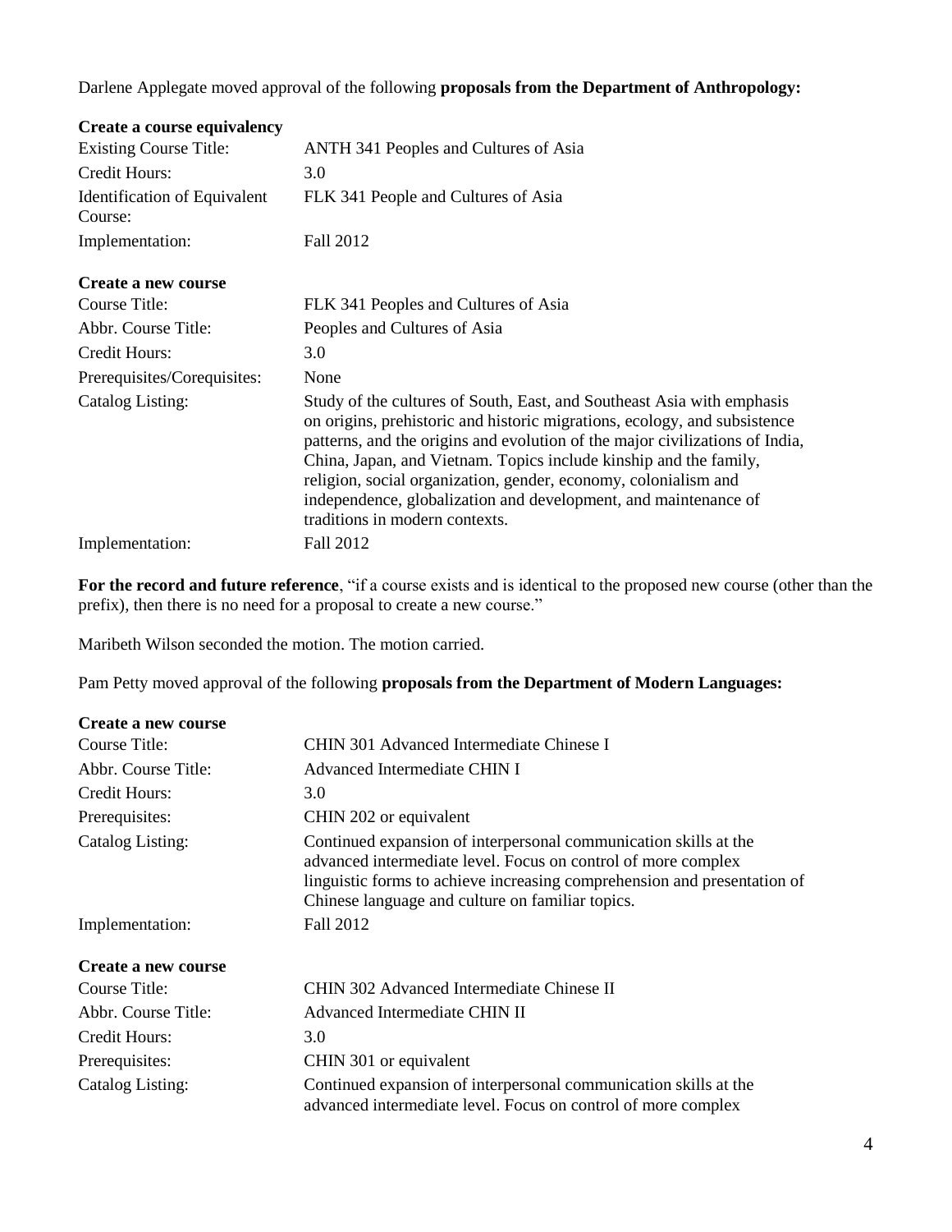Darlene Applegate moved approval of the following **proposals from the Department of Anthropology:**

**Create a course equivalency**

| | |
|---|---|
| Existing Course Title: | ANTH 341 Peoples and Cultures of Asia |
| Credit Hours: | 3.0 |
| Identification of Equivalent Course: | FLK 341 People and Cultures of Asia |
| Implementation: | Fall 2012 |

**Create a new course**

| | |
|---|---|
| Course Title: | FLK 341 Peoples and Cultures of Asia |
| Abbr. Course Title: | Peoples and Cultures of Asia |
| Credit Hours: | 3.0 |
| Prerequisites/Corequisites: | None |
| Catalog Listing: | Study of the cultures of South, East, and Southeast Asia with emphasis on origins, prehistoric and historic migrations, ecology, and subsistence patterns, and the origins and evolution of the major civilizations of India, China, Japan, and Vietnam. Topics include kinship and the family, religion, social organization, gender, economy, colonialism and independence, globalization and development, and maintenance of traditions in modern contexts. |
| Implementation: | Fall 2012 |

**For the record and future reference**, "if a course exists and is identical to the proposed new course (other than the prefix), then there is no need for a proposal to create a new course."

Maribeth Wilson seconded the motion. The motion carried.

Pam Petty moved approval of the following **proposals from the Department of Modern Languages:**

**Create a new course**

| | |
|---|---|
| Course Title: | CHIN 301 Advanced Intermediate Chinese I |
| Abbr. Course Title: | Advanced Intermediate CHIN I |
| Credit Hours: | 3.0 |
| Prerequisites: | CHIN 202 or equivalent |
| Catalog Listing: | Continued expansion of interpersonal communication skills at the advanced intermediate level. Focus on control of more complex linguistic forms to achieve increasing comprehension and presentation of Chinese language and culture on familiar topics. |
| Implementation: | Fall 2012 |

**Create a new course**

| | |
|---|---|
| Course Title: | CHIN 302 Advanced Intermediate Chinese II |
| Abbr. Course Title: | Advanced Intermediate CHIN II |
| Credit Hours: | 3.0 |
| Prerequisites: | CHIN 301 or equivalent |
| Catalog Listing: | Continued expansion of interpersonal communication skills at the advanced intermediate level. Focus on control of more complex |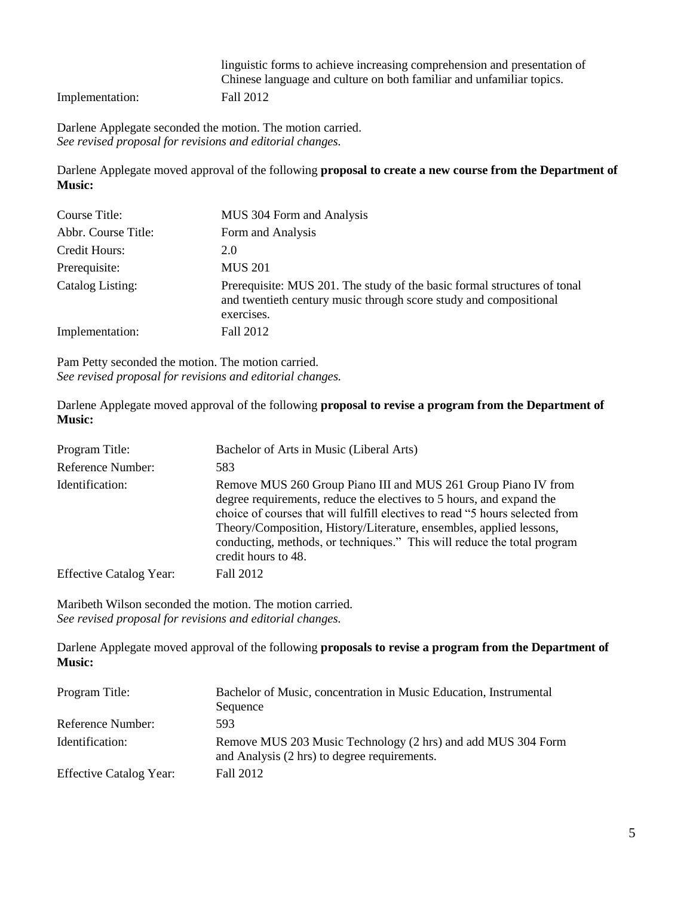| | |
|---|---|
| | linguistic forms to achieve increasing comprehension and presentation of Chinese language and culture on both familiar and unfamiliar topics. |
| Implementation: | Fall 2012 |

Darlene Applegate seconded the motion. The motion carried.
*See revised proposal for revisions and editorial changes.*

Darlene Applegate moved approval of the following **proposal to create a new course from the Department of Music:**

| | |
|---|---|
| Course Title: | MUS 304 Form and Analysis |
| Abbr. Course Title: | Form and Analysis |
| Credit Hours: | 2.0 |
| Prerequisite: | MUS 201 |
| Catalog Listing: | Prerequisite: MUS 201. The study of the basic formal structures of tonal and twentieth century music through score study and compositional exercises. |
| Implementation: | Fall 2012 |

Pam Petty seconded the motion. The motion carried.
*See revised proposal for revisions and editorial changes.*

Darlene Applegate moved approval of the following **proposal to revise a program from the Department of Music:**

| | |
|---|---|
| Program Title: | Bachelor of Arts in Music (Liberal Arts) |
| Reference Number: | 583 |
| Identification: | Remove MUS 260 Group Piano III and MUS 261 Group Piano IV from degree requirements, reduce the electives to 5 hours, and expand the choice of courses that will fulfill electives to read "5 hours selected from Theory/Composition, History/Literature, ensembles, applied lessons, conducting, methods, or techniques." This will reduce the total program credit hours to 48. |
| Effective Catalog Year: | Fall 2012 |

Maribeth Wilson seconded the motion. The motion carried.
*See revised proposal for revisions and editorial changes.*

Darlene Applegate moved approval of the following **proposals to revise a program from the Department of Music:**

| | |
|---|---|
| Program Title: | Bachelor of Music, concentration in Music Education, Instrumental Sequence |
| Reference Number: | 593 |
| Identification: | Remove MUS 203 Music Technology (2 hrs) and add MUS 304 Form and Analysis (2 hrs) to degree requirements. |
| Effective Catalog Year: | Fall 2012 |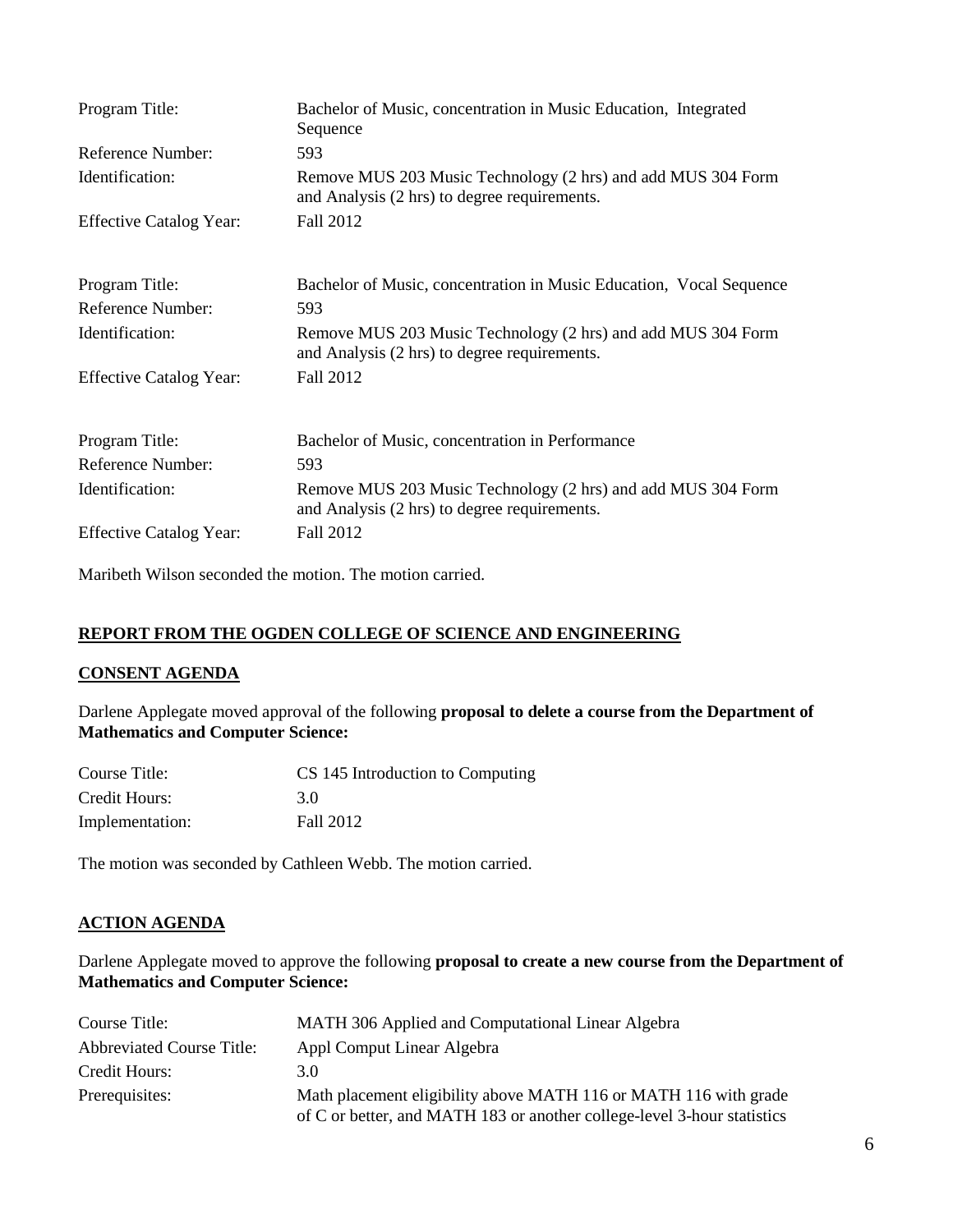| | |
|---|---|
| Program Title: | Bachelor of Music, concentration in Music Education, Integrated Sequence |
| Reference Number: | 593 |
| Identification: | Remove MUS 203 Music Technology (2 hrs) and add MUS 304 Form and Analysis (2 hrs) to degree requirements. |
| Effective Catalog Year: | Fall 2012 |

| | |
|---|---|
| Program Title: | Bachelor of Music, concentration in Music Education, Vocal Sequence |
| Reference Number: | 593 |
| Identification: | Remove MUS 203 Music Technology (2 hrs) and add MUS 304 Form and Analysis (2 hrs) to degree requirements. |
| Effective Catalog Year: | Fall 2012 |

| | |
|---|---|
| Program Title: | Bachelor of Music, concentration in Performance |
| Reference Number: | 593 |
| Identification: | Remove MUS 203 Music Technology (2 hrs) and add MUS 304 Form and Analysis (2 hrs) to degree requirements. |
| Effective Catalog Year: | Fall 2012 |

Maribeth Wilson seconded the motion. The motion carried.

## REPORT FROM THE OGDEN COLLEGE OF SCIENCE AND ENGINEERING

### CONSENT AGENDA

Darlene Applegate moved approval of the following **proposal to delete a course from the Department of Mathematics and Computer Science:**

| | |
|---|---|
| Course Title: | CS 145 Introduction to Computing |
| Credit Hours: | 3.0 |
| Implementation: | Fall 2012 |

The motion was seconded by Cathleen Webb. The motion carried.

### ACTION AGENDA

Darlene Applegate moved to approve the following **proposal to create a new course from the Department of Mathematics and Computer Science:**

| | |
|---|---|
| Course Title: | MATH 306 Applied and Computational Linear Algebra |
| Abbreviated Course Title: | Appl Comput Linear Algebra |
| Credit Hours: | 3.0 |
| Prerequisites: | Math placement eligibility above MATH 116 or MATH 116 with grade of C or better, and MATH 183 or another college-level 3-hour statistics |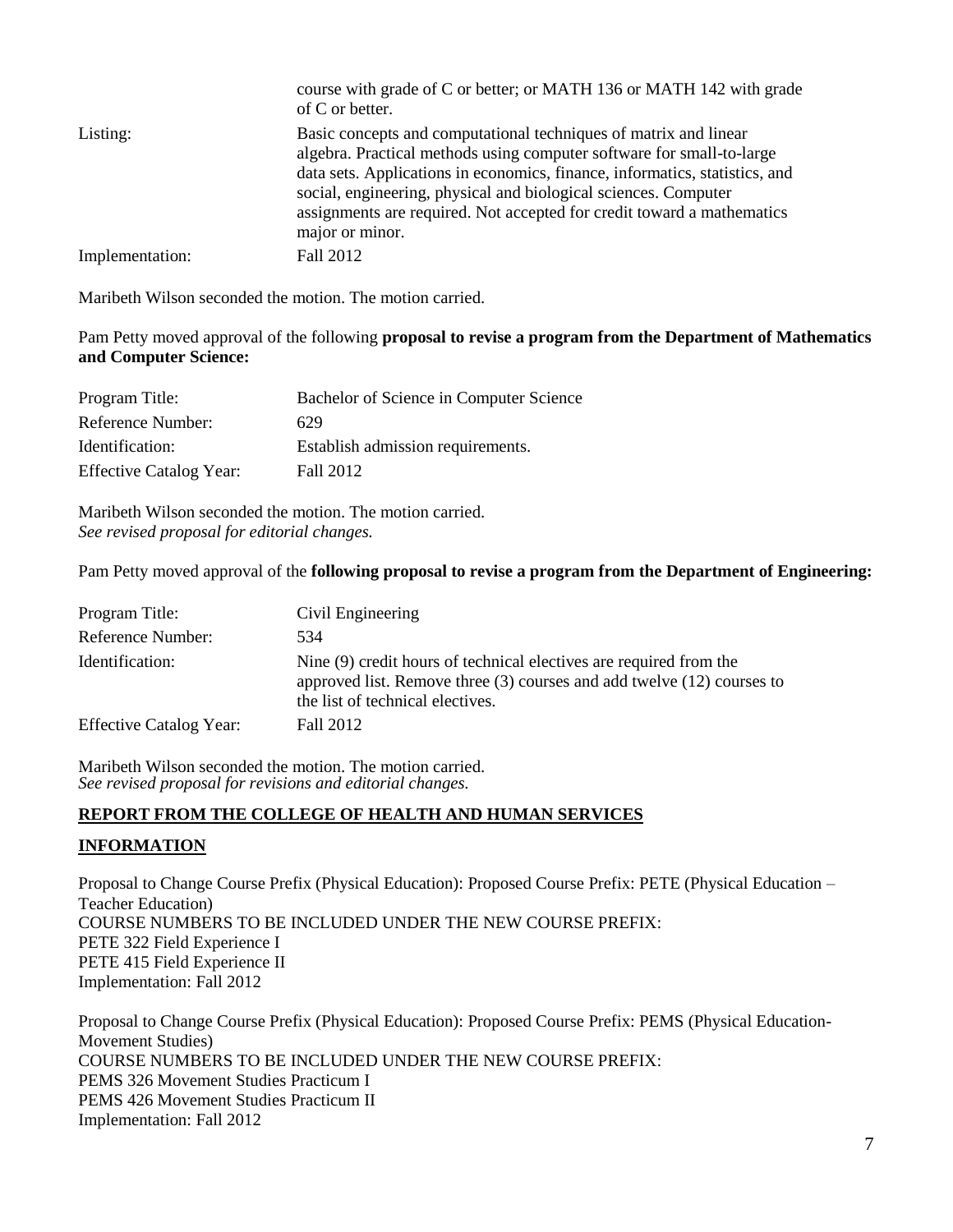| | |
|---|---|
| | course with grade of C or better; or MATH 136 or MATH 142 with grade of C or better. |
| Listing: | Basic concepts and computational techniques of matrix and linear algebra. Practical methods using computer software for small-to-large data sets. Applications in economics, finance, informatics, statistics, and social, engineering, physical and biological sciences. Computer assignments are required. Not accepted for credit toward a mathematics major or minor. |
| Implementation: | Fall 2012 |

Maribeth Wilson seconded the motion. The motion carried.

Pam Petty moved approval of the following **proposal to revise a program from the Department of Mathematics and Computer Science:**

| | |
|---|---|
| Program Title: | Bachelor of Science in Computer Science |
| Reference Number: | 629 |
| Identification: | Establish admission requirements. |
| Effective Catalog Year: | Fall 2012 |

Maribeth Wilson seconded the motion. The motion carried.
*See revised proposal for editorial changes.*

Pam Petty moved approval of the **following proposal to revise a program from the Department of Engineering:**

| | |
|---|---|
| Program Title: | Civil Engineering |
| Reference Number: | 534 |
| Identification: | Nine (9) credit hours of technical electives are required from the approved list. Remove three (3) courses and add twelve (12) courses to the list of technical electives. |
| Effective Catalog Year: | Fall 2012 |

Maribeth Wilson seconded the motion. The motion carried.
*See revised proposal for revisions and editorial changes.*

**REPORT FROM THE COLLEGE OF HEALTH AND HUMAN SERVICES**

**INFORMATION**

Proposal to Change Course Prefix (Physical Education): Proposed Course Prefix: PETE (Physical Education – Teacher Education)
COURSE NUMBERS TO BE INCLUDED UNDER THE NEW COURSE PREFIX:
PETE 322 Field Experience I
PETE 415 Field Experience II
Implementation: Fall 2012

Proposal to Change Course Prefix (Physical Education): Proposed Course Prefix: PEMS (Physical Education-Movement Studies)
COURSE NUMBERS TO BE INCLUDED UNDER THE NEW COURSE PREFIX:
PEMS 326 Movement Studies Practicum I
PEMS 426 Movement Studies Practicum II
Implementation: Fall 2012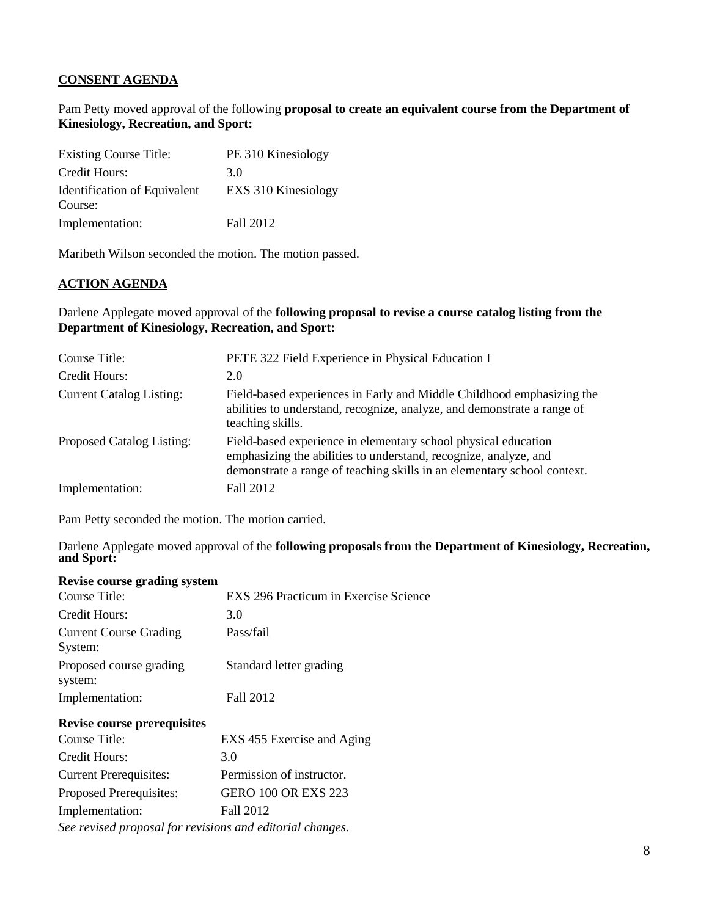**CONSENT AGENDA**

Pam Petty moved approval of the following **proposal to create an equivalent course from the Department of Kinesiology, Recreation, and Sport:**

| | |
|---|---|
| Existing Course Title: | PE 310 Kinesiology |
| Credit Hours: | 3.0 |
| Identification of Equivalent Course: | EXS 310 Kinesiology |
| Implementation: | Fall 2012 |

Maribeth Wilson seconded the motion. The motion passed.

**ACTION AGENDA**

Darlene Applegate moved approval of the **following proposal to revise a course catalog listing from the Department of Kinesiology, Recreation, and Sport:**

| | |
|---|---|
| Course Title: | PETE 322 Field Experience in Physical Education I |
| Credit Hours: | 2.0 |
| Current Catalog Listing: | Field-based experiences in Early and Middle Childhood emphasizing the abilities to understand, recognize, analyze, and demonstrate a range of teaching skills. |
| Proposed Catalog Listing: | Field-based experience in elementary school physical education emphasizing the abilities to understand, recognize, analyze, and demonstrate a range of teaching skills in an elementary school context. |
| Implementation: | Fall 2012 |

Pam Petty seconded the motion. The motion carried.

Darlene Applegate moved approval of the **following proposals from the Department of Kinesiology, Recreation, and Sport:**

**Revise course grading system**

| | |
|---|---|
| Course Title: | EXS 296 Practicum in Exercise Science |
| Credit Hours: | 3.0 |
| Current Course Grading System: | Pass/fail |
| Proposed course grading system: | Standard letter grading |
| Implementation: | Fall 2012 |

**Revise course prerequisites**

| | |
|---|---|
| Course Title: | EXS 455 Exercise and Aging |
| Credit Hours: | 3.0 |
| Current Prerequisites: | Permission of instructor. |
| Proposed Prerequisites: | GERO 100 OR EXS 223 |
| Implementation: | Fall 2012 |

*See revised proposal for revisions and editorial changes.*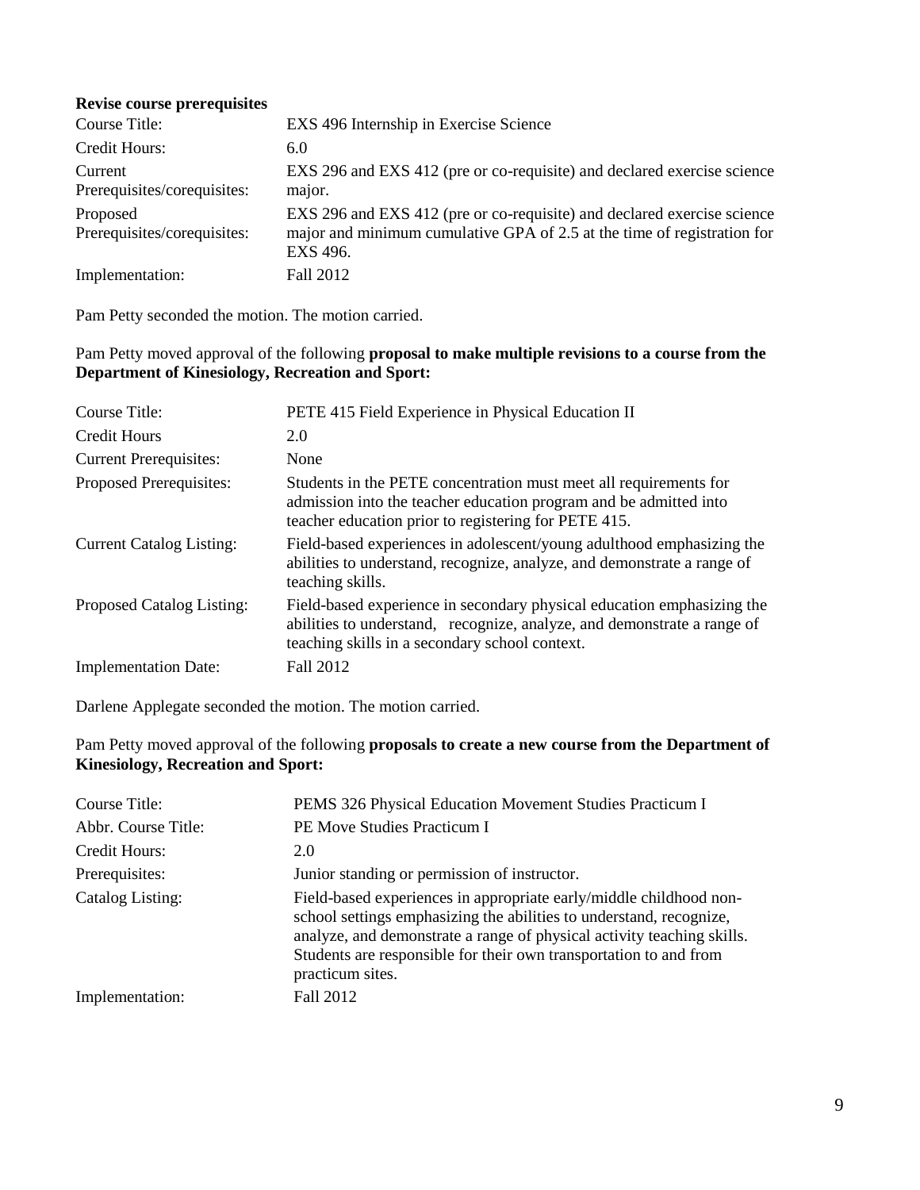**Revise course prerequisites**

| | |
|---|---|
| Course Title: | EXS 496 Internship in Exercise Science |
| Credit Hours: | 6.0 |
| Current Prerequisites/corequisites: | EXS 296 and EXS 412 (pre or co-requisite) and declared exercise science major. |
| Proposed Prerequisites/corequisites: | EXS 296 and EXS 412 (pre or co-requisite) and declared exercise science major and minimum cumulative GPA of 2.5 at the time of registration for EXS 496. |
| Implementation: | Fall 2012 |

Pam Petty seconded the motion. The motion carried.

Pam Petty moved approval of the following **proposal to make multiple revisions to a course from the Department of Kinesiology, Recreation and Sport:**

| | |
|---|---|
| Course Title: | PETE 415 Field Experience in Physical Education II |
| Credit Hours | 2.0 |
| Current Prerequisites: | None |
| Proposed Prerequisites: | Students in the PETE concentration must meet all requirements for admission into the teacher education program and be admitted into teacher education prior to registering for PETE 415. |
| Current Catalog Listing: | Field-based experiences in adolescent/young adulthood emphasizing the abilities to understand, recognize, analyze, and demonstrate a range of teaching skills. |
| Proposed Catalog Listing: | Field-based experience in secondary physical education emphasizing the abilities to understand, recognize, analyze, and demonstrate a range of teaching skills in a secondary school context. |
| Implementation Date: | Fall 2012 |

Darlene Applegate seconded the motion. The motion carried.

Pam Petty moved approval of the following **proposals to create a new course from the Department of Kinesiology, Recreation and Sport:**

| | |
|---|---|
| Course Title: | PEMS 326 Physical Education Movement Studies Practicum I |
| Abbr. Course Title: | PE Move Studies Practicum I |
| Credit Hours: | 2.0 |
| Prerequisites: | Junior standing or permission of instructor. |
| Catalog Listing: | Field-based experiences in appropriate early/middle childhood non-school settings emphasizing the abilities to understand, recognize, analyze, and demonstrate a range of physical activity teaching skills. Students are responsible for their own transportation to and from practicum sites. |
| Implementation: | Fall 2012 |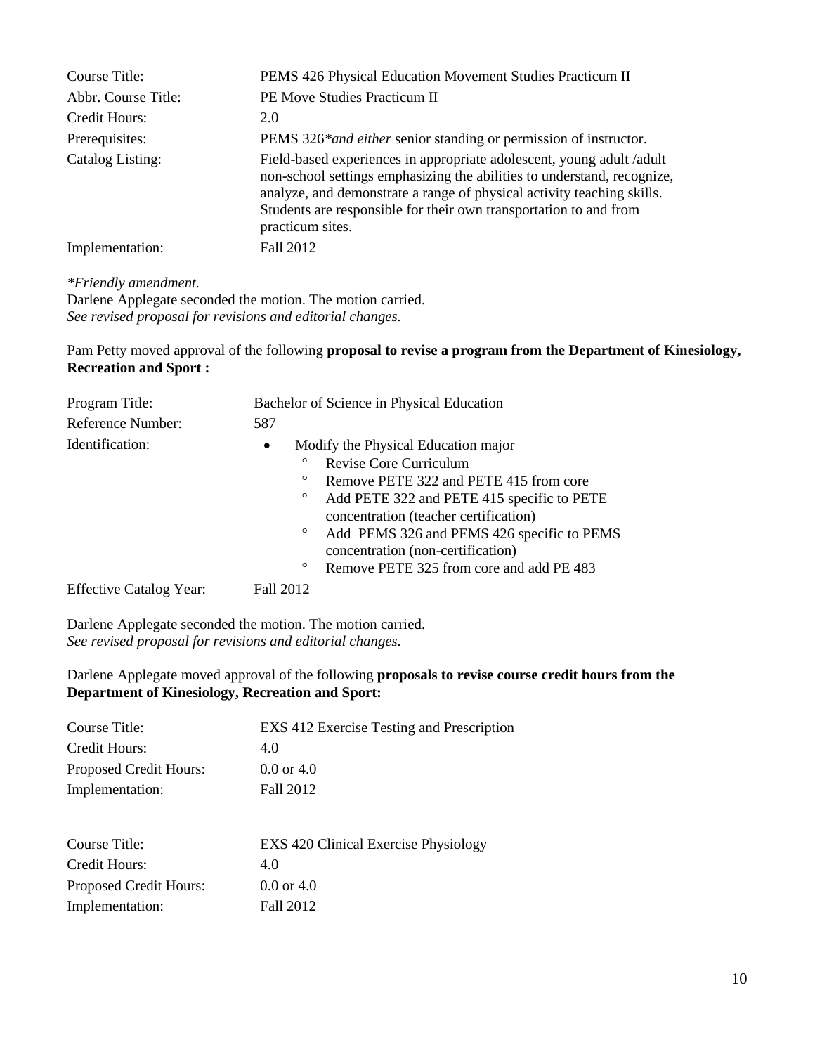| | |
|---|---|
| Course Title: | PEMS 426 Physical Education Movement Studies Practicum II |
| Abbr. Course Title: | PE Move Studies Practicum II |
| Credit Hours: | 2.0 |
| Prerequisites: | PEMS 326**and either* senior standing or permission of instructor. |
| Catalog Listing: | Field-based experiences in appropriate adolescent, young adult /adult non-school settings emphasizing the abilities to understand, recognize, analyze, and demonstrate a range of physical activity teaching skills. Students are responsible for their own transportation to and from practicum sites. |
| Implementation: | Fall 2012 |

**Friendly amendment.*

Darlene Applegate seconded the motion. The motion carried.

*See revised proposal for revisions and editorial changes.*

Pam Petty moved approval of the following **proposal to revise a program from the Department of Kinesiology, Recreation and Sport :**

| | |
|---|---|
| Program Title: | Bachelor of Science in Physical Education |
| Reference Number: | 587 |
| Identification: | • Modify the Physical Education major<br>° Revise Core Curriculum<br>° Remove PETE 322 and PETE 415 from core<br>° Add PETE 322 and PETE 415 specific to PETE concentration (teacher certification)<br>° Add PEMS 326 and PEMS 426 specific to PEMS concentration (non-certification)<br>° Remove PETE 325 from core and add PE 483 |
| Effective Catalog Year: | Fall 2012 |

Darlene Applegate seconded the motion. The motion carried.

*See revised proposal for revisions and editorial changes.*

Darlene Applegate moved approval of the following **proposals to revise course credit hours from the Department of Kinesiology, Recreation and Sport:**

| | |
|---|---|
| Course Title: | EXS 412 Exercise Testing and Prescription |
| Credit Hours: | 4.0 |
| Proposed Credit Hours: | 0.0 or 4.0 |
| Implementation: | Fall 2012 |

| | |
|---|---|
| Course Title: | EXS 420 Clinical Exercise Physiology |
| Credit Hours: | 4.0 |
| Proposed Credit Hours: | 0.0 or 4.0 |
| Implementation: | Fall 2012 |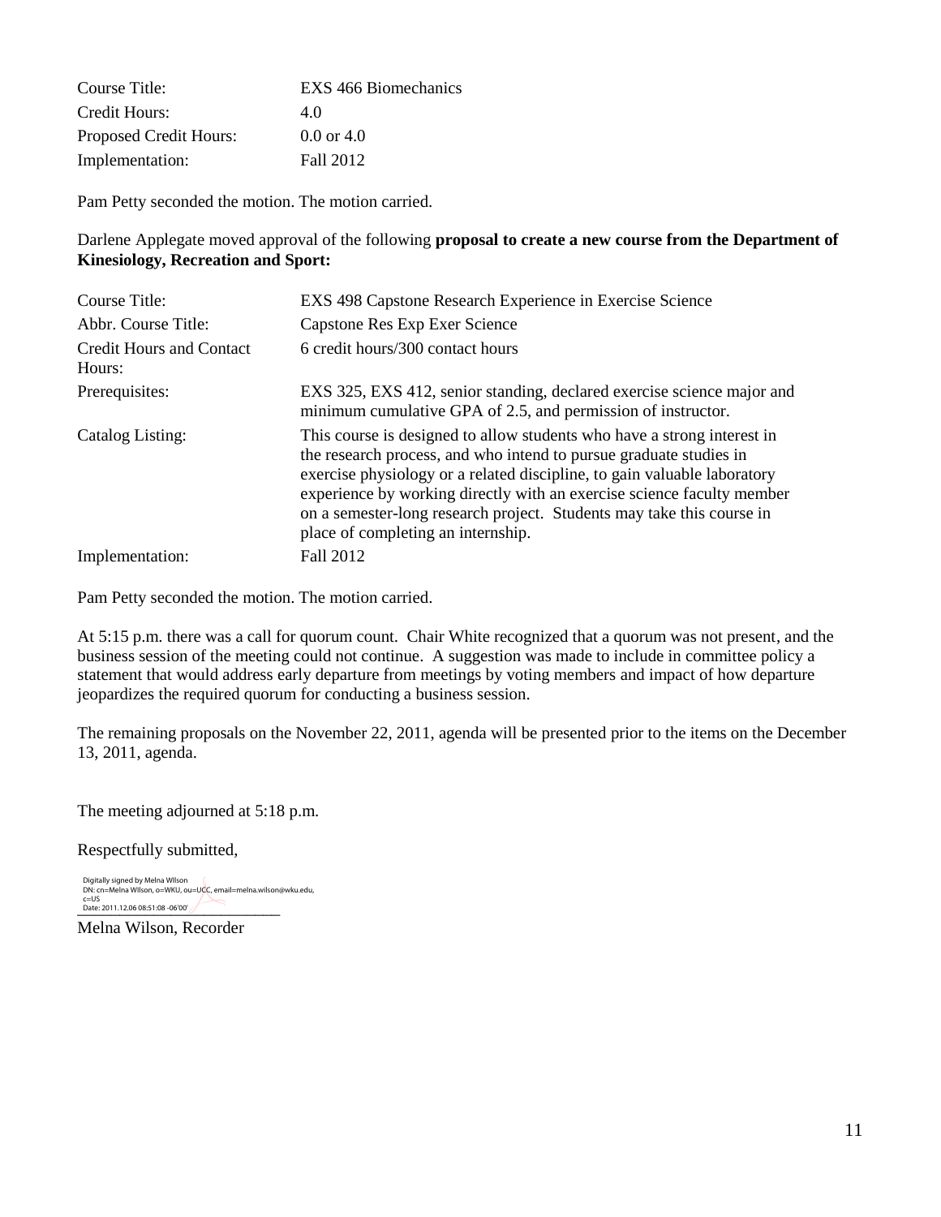| | |
|---|---|
| Course Title: | EXS 466 Biomechanics |
| Credit Hours: | 4.0 |
| Proposed Credit Hours: | 0.0 or 4.0 |
| Implementation: | Fall 2012 |

Pam Petty seconded the motion. The motion carried.

Darlene Applegate moved approval of the following **proposal to create a new course from the Department of Kinesiology, Recreation and Sport:**

| | |
|---|---|
| Course Title: | EXS 498 Capstone Research Experience in Exercise Science |
| Abbr. Course Title: | Capstone Res Exp Exer Science |
| Credit Hours and Contact Hours: | 6 credit hours/300 contact hours |
| Prerequisites: | EXS 325, EXS 412, senior standing, declared exercise science major and minimum cumulative GPA of 2.5, and permission of instructor. |
| Catalog Listing: | This course is designed to allow students who have a strong interest in the research process, and who intend to pursue graduate studies in exercise physiology or a related discipline, to gain valuable laboratory experience by working directly with an exercise science faculty member on a semester-long research project. Students may take this course in place of completing an internship. |
| Implementation: | Fall 2012 |

Pam Petty seconded the motion. The motion carried.

At 5:15 p.m. there was a call for quorum count. Chair White recognized that a quorum was not present, and the business session of the meeting could not continue. A suggestion was made to include in committee policy a statement that would address early departure from meetings by voting members and impact of how departure jeopardizes the required quorum for conducting a business session.

The remaining proposals on the November 22, 2011, agenda will be presented prior to the items on the December 13, 2011, agenda.

The meeting adjourned at 5:18 p.m.

Respectfully submitted,

Digitally signed by Melna Wilson
DN: cn=Melna Wilson, o=WKU, ou=UCC, email=melna.wilson@wku.edu, c=US
Date: 2011.12.06 08:51:08 -06'00'

Melna Wilson, Recorder